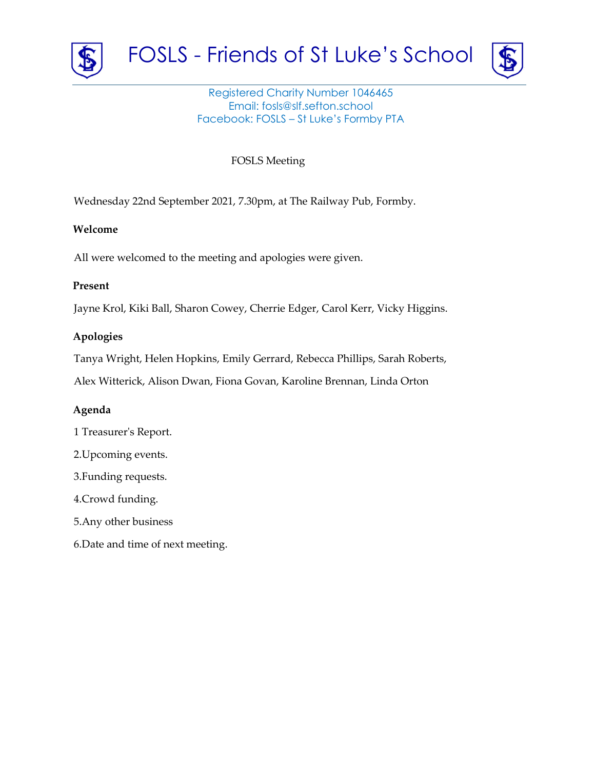# FOSLS - Friends of St Luke's School

Registered Charity Number 1046465
Email: fosls@slf.sefton.school
Facebook: FOSLS – St Luke's Formby PTA

FOSLS Meeting

Wednesday 22nd September 2021, 7.30pm, at The Railway Pub, Formby.

**Welcome**

All were welcomed to the meeting and apologies were given.

**Present**

Jayne Krol, Kiki Ball, Sharon Cowey, Cherrie Edger, Carol Kerr, Vicky Higgins.

**Apologies**

Tanya Wright, Helen Hopkins, Emily Gerrard, Rebecca Phillips, Sarah Roberts,

Alex Witterick, Alison Dwan, Fiona Govan, Karoline Brennan, Linda Orton

**Agenda**

1 Treasurer's Report.

2.Upcoming events.

3.Funding requests.

4.Crowd funding.

5.Any other business

6.Date and time of next meeting.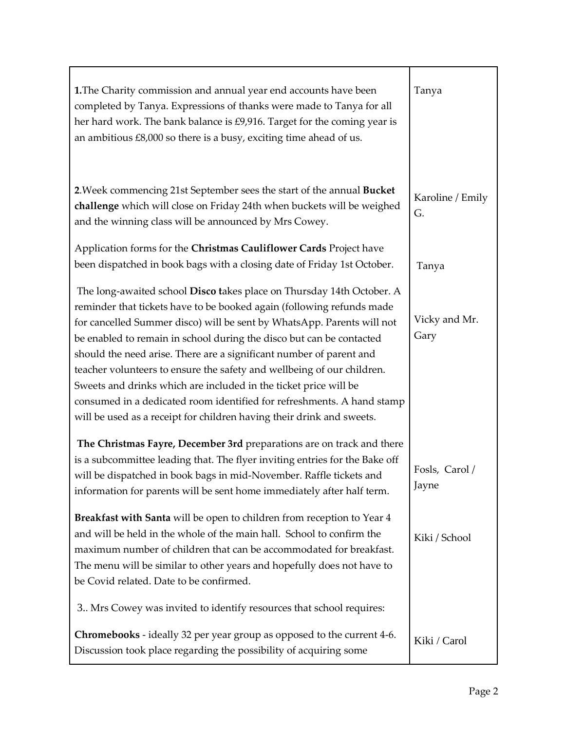| | |
|---|---|
| **1.**The Charity commission and annual year end accounts have been completed by Tanya. Expressions of thanks were made to Tanya for all her hard work. The bank balance is £9,916. Target for the coming year is an ambitious £8,000 so there is a busy, exciting time ahead of us. | Tanya |
| **2**.Week commencing 21st September sees the start of the annual **Bucket challenge** which will close on Friday 24th when buckets will be weighed and the winning class will be announced by Mrs Cowey. | Karoline / Emily G. |
| Application forms for the **Christmas Cauliflower Cards** Project have been dispatched in book bags with a closing date of Friday 1st October. | Tanya |
| The long-awaited school **Disco t**akes place on Thursday 14th October. A reminder that tickets have to be booked again (following refunds made for cancelled Summer disco) will be sent by WhatsApp. Parents will not be enabled to remain in school during the disco but can be contacted should the need arise. There are a significant number of parent and teacher volunteers to ensure the safety and wellbeing of our children. Sweets and drinks which are included in the ticket price will be consumed in a dedicated room identified for refreshments. A hand stamp will be used as a receipt for children having their drink and sweets. | Vicky and Mr. Gary |
| **The Christmas Fayre, December 3rd** preparations are on track and there is a subcommittee leading that. The flyer inviting entries for the Bake off will be dispatched in book bags in mid-November. Raffle tickets and information for parents will be sent home immediately after half term. | Fosls, Carol / Jayne |
| **Breakfast with Santa** will be open to children from reception to Year 4 and will be held in the whole of the main hall. School to confirm the maximum number of children that can be accommodated for breakfast. The menu will be similar to other years and hopefully does not have to be Covid related. Date to be confirmed. | Kiki / School |
| 3.. Mrs Cowey was invited to identify resources that school requires: | |
| **Chromebooks** - ideally 32 per year group as opposed to the current 4-6. Discussion took place regarding the possibility of acquiring some | Kiki / Carol |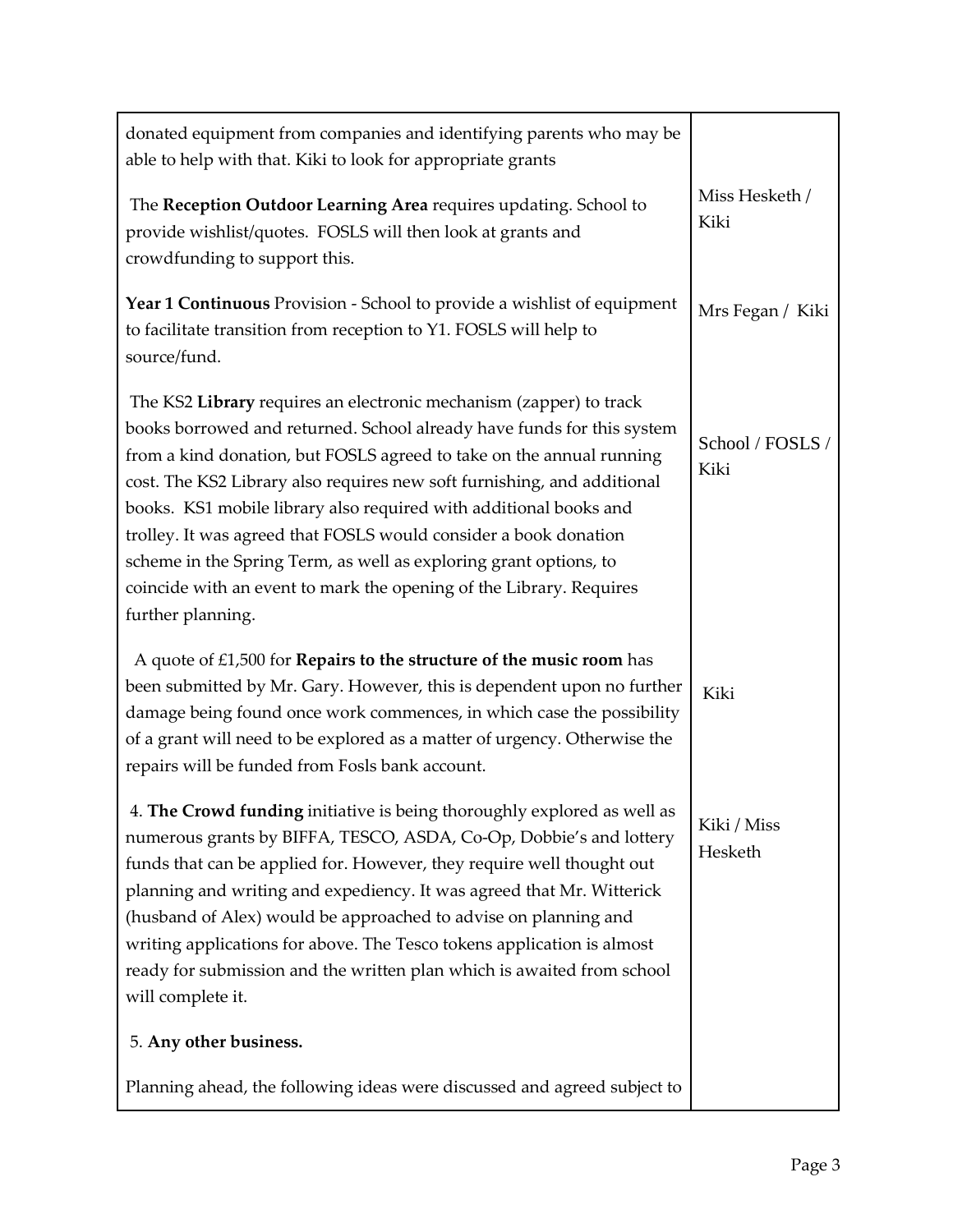| | |
|---|---|
| donated equipment from companies and identifying parents who may be able to help with that. Kiki to look for appropriate grants | |
| The **Reception Outdoor Learning Area** requires updating. School to provide wishlist/quotes. FOSLS will then look at grants and crowdfunding to support this. | Miss Hesketh / Kiki |
| **Year 1 Continuous** Provision - School to provide a wishlist of equipment to facilitate transition from reception to Y1. FOSLS will help to source/fund. | Mrs Fegan / Kiki |
| The KS2 **Library** requires an electronic mechanism (zapper) to track books borrowed and returned. School already have funds for this system from a kind donation, but FOSLS agreed to take on the annual running cost. The KS2 Library also requires new soft furnishing, and additional books. KS1 mobile library also required with additional books and trolley. It was agreed that FOSLS would consider a book donation scheme in the Spring Term, as well as exploring grant options, to coincide with an event to mark the opening of the Library. Requires further planning. | School / FOSLS / Kiki |
| A quote of £1,500 for **Repairs to the structure of the music room** has been submitted by Mr. Gary. However, this is dependent upon no further damage being found once work commences, in which case the possibility of a grant will need to be explored as a matter of urgency. Otherwise the repairs will be funded from Fosls bank account. | Kiki |
| 4. **The Crowd funding** initiative is being thoroughly explored as well as numerous grants by BIFFA, TESCO, ASDA, Co-Op, Dobbie's and lottery funds that can be applied for. However, they require well thought out planning and writing and expediency. It was agreed that Mr. Witterick (husband of Alex) would be approached to advise on planning and writing applications for above. The Tesco tokens application is almost ready for submission and the written plan which is awaited from school will complete it. | Kiki / Miss Hesketh |
| 5. **Any other business.** | |
| Planning ahead, the following ideas were discussed and agreed subject to | |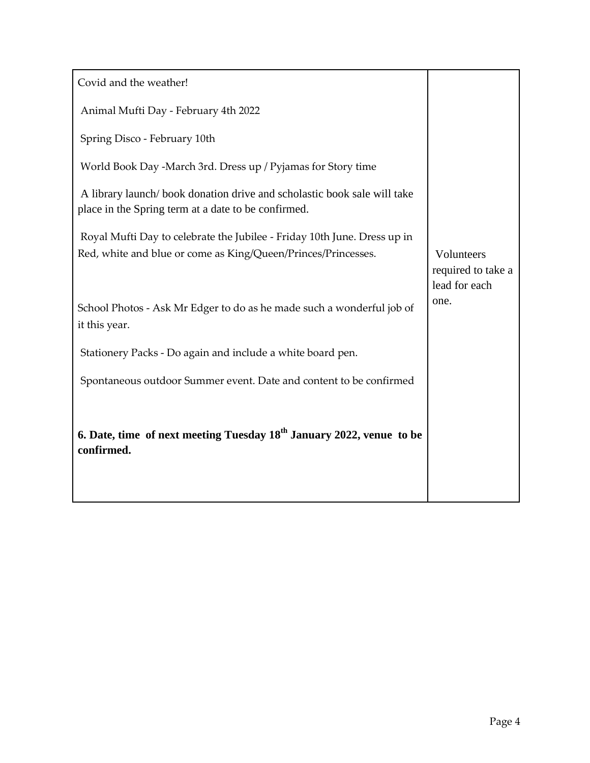| | |
|---|---|
| Covid and the weather!<br><br>Animal Mufti Day - February 4th 2022<br><br>Spring Disco - February 10th<br><br>World Book Day -March 3rd. Dress up / Pyjamas for Story time<br><br>A library launch/ book donation drive and scholastic book sale will take place in the Spring term at a date to be confirmed.<br><br>Royal Mufti Day to celebrate the Jubilee - Friday 10th June. Dress up in Red, white and blue or come as King/Queen/Princes/Princesses.<br><br>School Photos - Ask Mr Edger to do as he made such a wonderful job of it this year.<br><br>Stationery Packs - Do again and include a white board pen.<br><br>Spontaneous outdoor Summer event. Date and content to be confirmed<br><br>**6. Date, time of next meeting Tuesday 18th January 2022, venue to be confirmed.** | Volunteers required to take a lead for each one. |